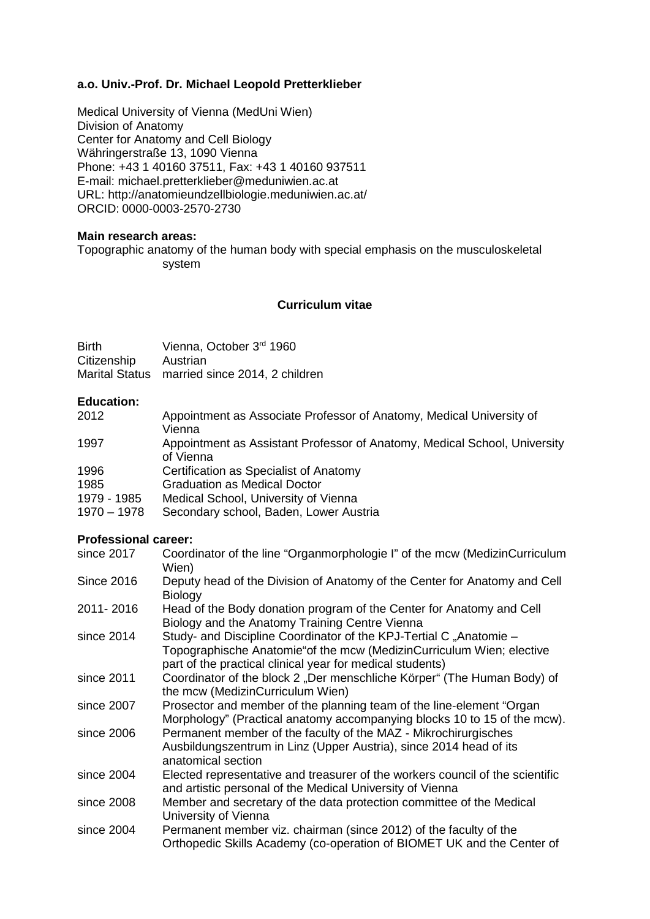**a.o. Univ.-Prof. Dr. Michael Leopold Pretterklieber**

Medical University of Vienna (MedUni Wien)
Division of Anatomy
Center for Anatomy and Cell Biology
Währingerstraße 13, 1090 Vienna
Phone: +43 1 40160 37511, Fax: +43 1 40160 937511
E-mail: michael.pretterklieber@meduniwien.ac.at
URL: http://anatomieundzellbiologie.meduniwien.ac.at/
ORCID: 0000-0003-2570-2730

**Main research areas:**
Topographic anatomy of the human body with special emphasis on the musculoskeletal system

## Curriculum vitae

| | |
|---|---|
| Birth | Vienna, October 3rd 1960 |
| Citizenship | Austrian |
| Marital Status | married since 2014, 2 children |

**Education:**

| | |
|---|---|
| 2012 | Appointment as Associate Professor of Anatomy, Medical University of Vienna |
| 1997 | Appointment as Assistant Professor of Anatomy, Medical School, University of Vienna |
| 1996 | Certification as Specialist of Anatomy |
| 1985 | Graduation as Medical Doctor |
| 1979 - 1985 | Medical School, University of Vienna |
| 1970 – 1978 | Secondary school, Baden, Lower Austria |

**Professional career:**

| | |
|---|---|
| since 2017 | Coordinator of the line "Organmorphologie I" of the mcw (MedizinCurriculum Wien) |
| Since 2016 | Deputy head of the Division of Anatomy of the Center for Anatomy and Cell Biology |
| 2011- 2016 | Head of the Body donation program of the Center for Anatomy and Cell Biology and the Anatomy Training Centre Vienna |
| since 2014 | Study- and Discipline Coordinator of the KPJ-Tertial C „Anatomie – Topographische Anatomie"of the mcw (MedizinCurriculum Wien; elective part of the practical clinical year for medical students) |
| since 2011 | Coordinator of the block 2 „Der menschliche Körper" (The Human Body) of the mcw (MedizinCurriculum Wien) |
| since 2007 | Prosector and member of the planning team of the line-element "Organ Morphology" (Practical anatomy accompanying blocks 10 to 15 of the mcw). |
| since 2006 | Permanent member of the faculty of the MAZ - Mikrochirurgisches Ausbildungszentrum in Linz (Upper Austria), since 2014 head of its anatomical section |
| since 2004 | Elected representative and treasurer of the workers council of the scientific and artistic personal of the Medical University of Vienna |
| since 2008 | Member and secretary of the data protection committee of the Medical University of Vienna |
| since 2004 | Permanent member viz. chairman (since 2012) of the faculty of the Orthopedic Skills Academy (co-operation of BIOMET UK and the Center of |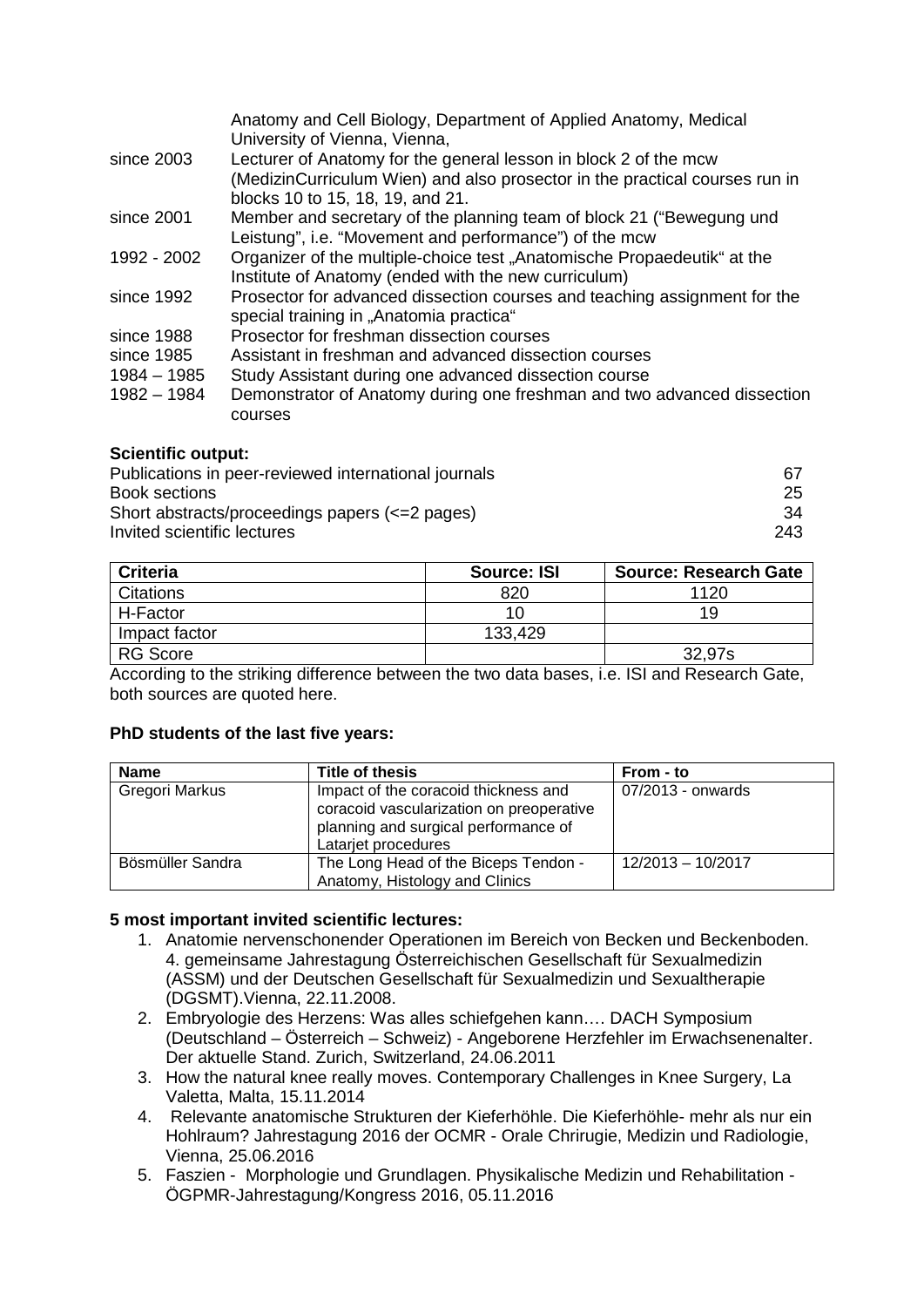| | |
|---|---|
| | Anatomy and Cell Biology, Department of Applied Anatomy, Medical University of Vienna, Vienna, |
| since 2003 | Lecturer of Anatomy for the general lesson in block 2 of the mcw (MedizinCurriculum Wien) and also prosector in the practical courses run in blocks 10 to 15, 18, 19, and 21. |
| since 2001 | Member and secretary of the planning team of block 21 ("Bewegung und Leistung", i.e. "Movement and performance") of the mcw |
| 1992 - 2002 | Organizer of the multiple-choice test „Anatomische Propaedeutik" at the Institute of Anatomy (ended with the new curriculum) |
| since 1992 | Prosector for advanced dissection courses and teaching assignment for the special training in „Anatomia practica" |
| since 1988 | Prosector for freshman dissection courses |
| since 1985 | Assistant in freshman and advanced dissection courses |
| 1984 – 1985 | Study Assistant during one advanced dissection course |
| 1982 – 1984 | Demonstrator of Anatomy during one freshman and two advanced dissection courses |

**Scientific output:**

| | |
|---|---|
| Publications in peer-reviewed international journals | 67 |
| Book sections | 25 |
| Short abstracts/proceedings papers (<=2 pages) | 34 |
| Invited scientific lectures | 243 |

| Criteria | Source: ISI | Source: Research Gate |
|---|---|---|
| Citations | 820 | 1120 |
| H-Factor | 10 | 19 |
| Impact factor | 133,429 | |
| RG Score | | 32,97s |

According to the striking difference between the two data bases, i.e. ISI and Research Gate, both sources are quoted here.

**PhD students of the last five years:**

| Name | Title of thesis | From - to |
|---|---|---|
| Gregori Markus | Impact of the coracoid thickness and coracoid vascularization on preoperative planning and surgical performance of Latarjet procedures | 07/2013 - onwards |
| Bösmüller Sandra | The Long Head of the Biceps Tendon - Anatomy, Histology and Clinics | 12/2013 – 10/2017 |

**5 most important invited scientific lectures:**

1. Anatomie nervenschonender Operationen im Bereich von Becken und Beckenboden. 4. gemeinsame Jahrestagung Österreichischen Gesellschaft für Sexualmedizin (ASSM) und der Deutschen Gesellschaft für Sexualmedizin und Sexualtherapie (DGSMT).Vienna, 22.11.2008.
2. Embryologie des Herzens: Was alles schiefgehen kann…. DACH Symposium (Deutschland – Österreich – Schweiz) - Angeborene Herzfehler im Erwachsenenalter. Der aktuelle Stand. Zurich, Switzerland, 24.06.2011
3. How the natural knee really moves. Contemporary Challenges in Knee Surgery, La Valetta, Malta, 15.11.2014
4. Relevante anatomische Strukturen der Kieferhöhle. Die Kieferhöhle- mehr als nur ein Hohlraum? Jahrestagung 2016 der OCMR - Orale Chrirugie, Medizin und Radiologie, Vienna, 25.06.2016
5. Faszien - Morphologie und Grundlagen. Physikalische Medizin und Rehabilitation - ÖGPMR-Jahrestagung/Kongress 2016, 05.11.2016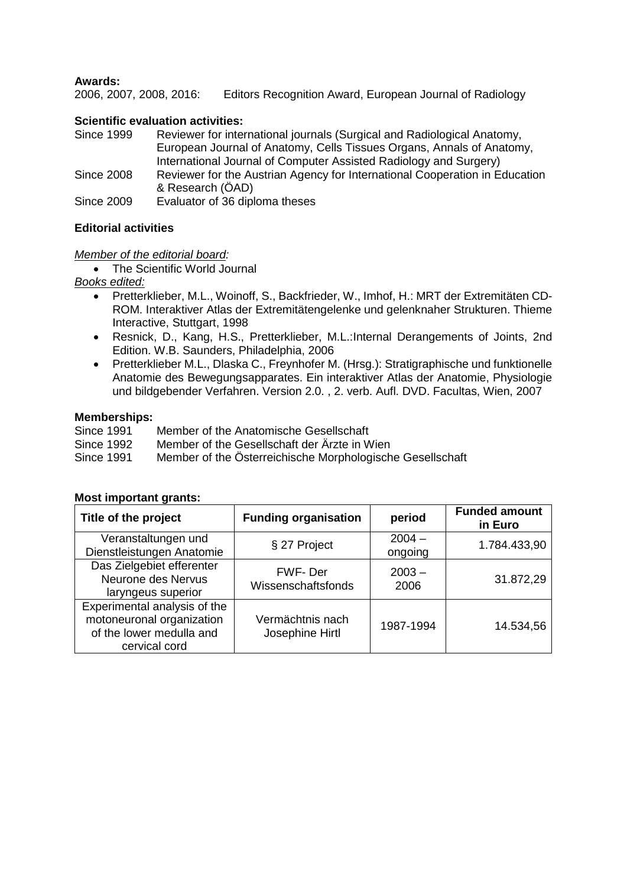**Awards:**

2006, 2007, 2008, 2016: Editors Recognition Award, European Journal of Radiology

**Scientific evaluation activities:**

Since 1999 Reviewer for international journals (Surgical and Radiological Anatomy, European Journal of Anatomy, Cells Tissues Organs, Annals of Anatomy, International Journal of Computer Assisted Radiology and Surgery)

Since 2008 Reviewer for the Austrian Agency for International Cooperation in Education & Research (ÖAD)

Since 2009 Evaluator of 36 diploma theses

**Editorial activities**

*Member of the editorial board:*

- The Scientific World Journal

*Books edited:*

- Pretterklieber, M.L., Woinoff, S., Backfrieder, W., Imhof, H.: MRT der Extremitäten CD-ROM. Interaktiver Atlas der Extremitätengelenke und gelenknaher Strukturen. Thieme Interactive, Stuttgart, 1998
- Resnick, D., Kang, H.S., Pretterklieber, M.L.:Internal Derangements of Joints, 2nd Edition. W.B. Saunders, Philadelphia, 2006
- Pretterklieber M.L., Dlaska C., Freynhofer M. (Hrsg.): Stratigraphische und funktionelle Anatomie des Bewegungsapparates. Ein interaktiver Atlas der Anatomie, Physiologie und bildgebender Verfahren. Version 2.0. , 2. verb. Aufl. DVD. Facultas, Wien, 2007

**Memberships:**

Since 1991 Member of the Anatomische Gesellschaft

Since 1992 Member of the Gesellschaft der Ärzte in Wien

Since 1991 Member of the Österreichische Morphologische Gesellschaft

**Most important grants:**

| Title of the project | Funding organisation | period | Funded amount in Euro |
|---|---|---|---|
| Veranstaltungen und Dienstleistungen Anatomie | § 27 Project | 2004 – ongoing | 1.784.433,90 |
| Das Zielgebiet efferenter Neurone des Nervus laryngeus superior | FWF- Der Wissenschaftsfonds | 2003 – 2006 | 31.872,29 |
| Experimental analysis of the motoneuronal organization of the lower medulla and cervical cord | Vermächtnis nach Josephine Hirtl | 1987-1994 | 14.534,56 |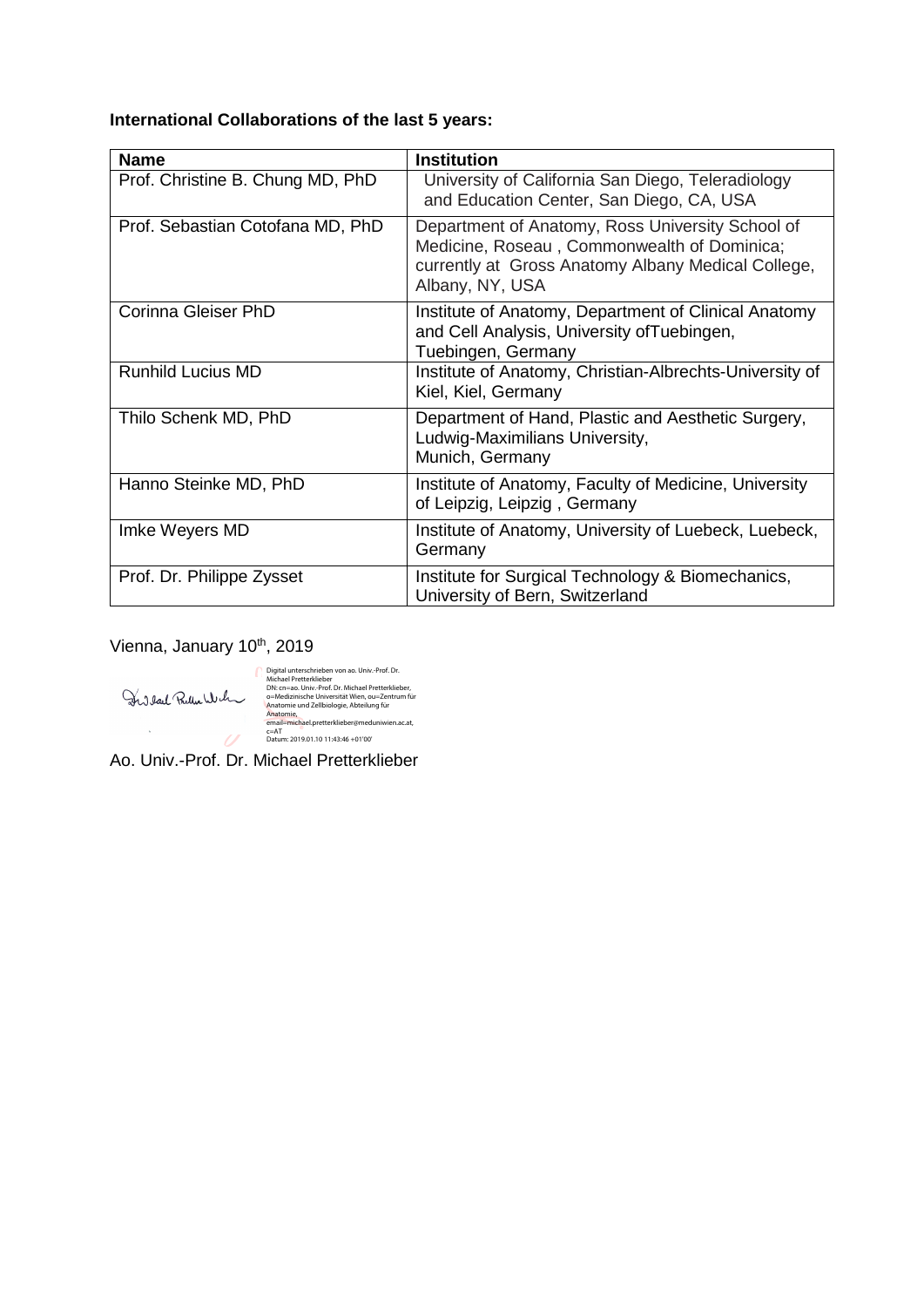**International Collaborations of the last 5 years:**

| Name | Institution |
|---|---|
| Prof. Christine B. Chung MD, PhD | University of California San Diego, Teleradiology and Education Center, San Diego, CA, USA |
| Prof. Sebastian Cotofana MD, PhD | Department of Anatomy, Ross University School of Medicine, Roseau , Commonwealth of Dominica; currently at Gross Anatomy Albany Medical College, Albany, NY, USA |
| Corinna Gleiser PhD | Institute of Anatomy, Department of Clinical Anatomy and Cell Analysis, University ofTuebingen, Tuebingen, Germany |
| Runhild Lucius MD | Institute of Anatomy, Christian-Albrechts-University of Kiel, Kiel, Germany |
| Thilo Schenk MD, PhD | Department of Hand, Plastic and Aesthetic Surgery, Ludwig-Maximilians University, Munich, Germany |
| Hanno Steinke MD, PhD | Institute of Anatomy, Faculty of Medicine, University of Leipzig, Leipzig , Germany |
| Imke Weyers MD | Institute of Anatomy, University of Luebeck, Luebeck, Germany |
| Prof. Dr. Philippe Zysset | Institute for Surgical Technology & Biomechanics, University of Bern, Switzerland |

Vienna, January 10th, 2019

Digital unterschrieben von ao. Univ.-Prof. Dr. Michael Pretterklieber
DN: cn=ao. Univ.-Prof. Dr. Michael Pretterklieber, o=Medizinische Universität Wien, ou=Zentrum für Anatomie und Zellbiologie, Abteilung für Anatomie, email=michael.pretterklieber@meduniwien.ac.at, c=AT
Datum: 2019.01.10 11:43:46 +01'00'

Ao. Univ.-Prof. Dr. Michael Pretterklieber